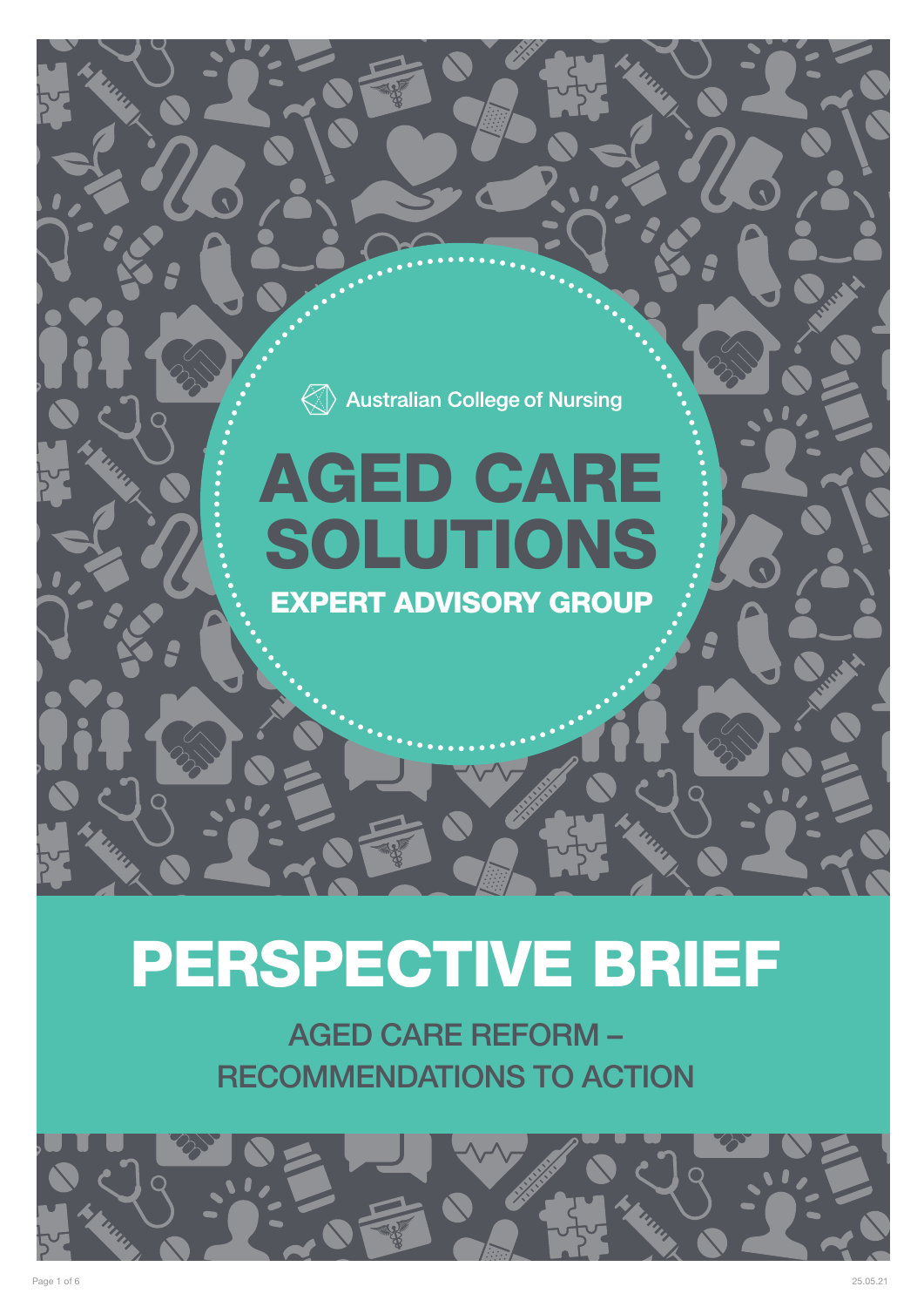Australian College of Nursing

# AGED CARE SOLUTIONS

## EXPERT ADVISORY GROUP

# PERSPECTIVE BRIEF

## AGED CARE REFORM – RECOMMENDATIONS TO ACTION

25.05.21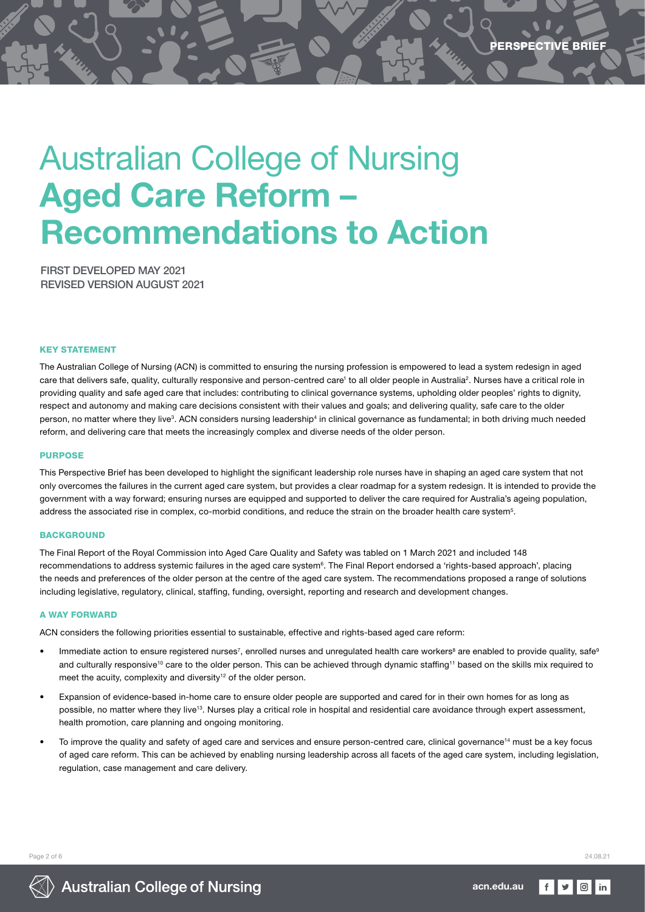# Australian College of Nursing **Aged Care Reform – Recommendations to Action**

FIRST DEVELOPED MAY 2021
REVISED VERSION AUGUST 2021

## KEY STATEMENT

The Australian College of Nursing (ACN) is committed to ensuring the nursing profession is empowered to lead a system redesign in aged care that delivers safe, quality, culturally responsive and person-centred care[1] to all older people in Australia[2]. Nurses have a critical role in providing quality and safe aged care that includes: contributing to clinical governance systems, upholding older peoples' rights to dignity, respect and autonomy and making care decisions consistent with their values and goals; and delivering quality, safe care to the older person, no matter where they live[3]. ACN considers nursing leadership[4] in clinical governance as fundamental; in both driving much needed reform, and delivering care that meets the increasingly complex and diverse needs of the older person.

## PURPOSE

This Perspective Brief has been developed to highlight the significant leadership role nurses have in shaping an aged care system that not only overcomes the failures in the current aged care system, but provides a clear roadmap for a system redesign. It is intended to provide the government with a way forward; ensuring nurses are equipped and supported to deliver the care required for Australia's ageing population, address the associated rise in complex, co-morbid conditions, and reduce the strain on the broader health care system[5].

## BACKGROUND

The Final Report of the Royal Commission into Aged Care Quality and Safety was tabled on 1 March 2021 and included 148 recommendations to address systemic failures in the aged care system[6]. The Final Report endorsed a 'rights-based approach', placing the needs and preferences of the older person at the centre of the aged care system. The recommendations proposed a range of solutions including legislative, regulatory, clinical, staffing, funding, oversight, reporting and research and development changes.

## A WAY FORWARD

ACN considers the following priorities essential to sustainable, effective and rights-based aged care reform:

- Immediate action to ensure registered nurses[7], enrolled nurses and unregulated health care workers[8] are enabled to provide quality, safe[9] and culturally responsive[10] care to the older person. This can be achieved through dynamic staffing[11] based on the skills mix required to meet the acuity, complexity and diversity[12] of the older person.
- Expansion of evidence-based in-home care to ensure older people are supported and cared for in their own homes for as long as possible, no matter where they live[13]. Nurses play a critical role in hospital and residential care avoidance through expert assessment, health promotion, care planning and ongoing monitoring.
- To improve the quality and safety of aged care and services and ensure person-centred care, clinical governance[14] must be a key focus of aged care reform. This can be achieved by enabling nursing leadership across all facets of the aged care system, including legislation, regulation, case management and care delivery.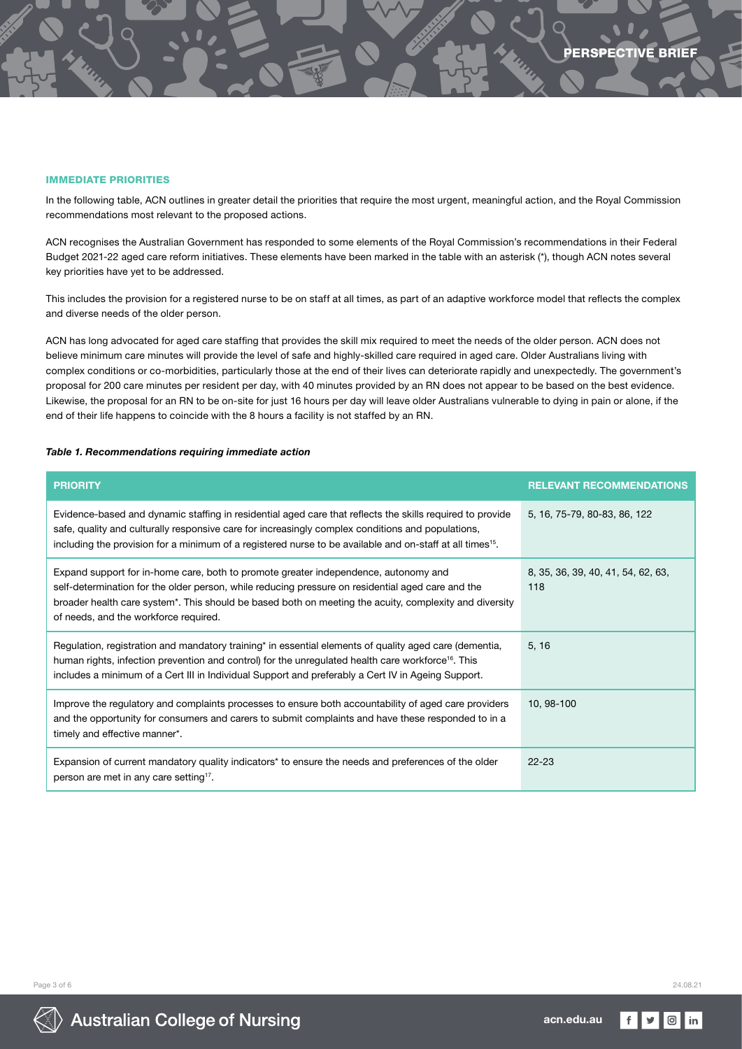## IMMEDIATE PRIORITIES

In the following table, ACN outlines in greater detail the priorities that require the most urgent, meaningful action, and the Royal Commission recommendations most relevant to the proposed actions.

ACN recognises the Australian Government has responded to some elements of the Royal Commission's recommendations in their Federal Budget 2021-22 aged care reform initiatives. These elements have been marked in the table with an asterisk (*), though ACN notes several key priorities have yet to be addressed.

This includes the provision for a registered nurse to be on staff at all times, as part of an adaptive workforce model that reflects the complex and diverse needs of the older person.

ACN has long advocated for aged care staffing that provides the skill mix required to meet the needs of the older person. ACN does not believe minimum care minutes will provide the level of safe and highly-skilled care required in aged care. Older Australians living with complex conditions or co-morbidities, particularly those at the end of their lives can deteriorate rapidly and unexpectedly. The government's proposal for 200 care minutes per resident per day, with 40 minutes provided by an RN does not appear to be based on the best evidence. Likewise, the proposal for an RN to be on-site for just 16 hours per day will leave older Australians vulnerable to dying in pain or alone, if the end of their life happens to coincide with the 8 hours a facility is not staffed by an RN.

***Table 1. Recommendations requiring immediate action***

| PRIORITY | RELEVANT RECOMMENDATIONS |
|---|---|
| Evidence-based and dynamic staffing in residential aged care that reflects the skills required to provide safe, quality and culturally responsive care for increasingly complex conditions and populations, including the provision for a minimum of a registered nurse to be available and on-staff at all times[15]. | 5, 16, 75-79, 80-83, 86, 122 |
| Expand support for in-home care, both to promote greater independence, autonomy and self-determination for the older person, while reducing pressure on residential aged care and the broader health care system*. This should be based both on meeting the acuity, complexity and diversity of needs, and the workforce required. | 8, 35, 36, 39, 40, 41, 54, 62, 63, 118 |
| Regulation, registration and mandatory training* in essential elements of quality aged care (dementia, human rights, infection prevention and control) for the unregulated health care workforce[16]. This includes a minimum of a Cert III in Individual Support and preferably a Cert IV in Ageing Support. | 5, 16 |
| Improve the regulatory and complaints processes to ensure both accountability of aged care providers and the opportunity for consumers and carers to submit complaints and have these responded to in a timely and effective manner*. | 10, 98-100 |
| Expansion of current mandatory quality indicators* to ensure the needs and preferences of the older person are met in any care setting[17]. | 22-23 |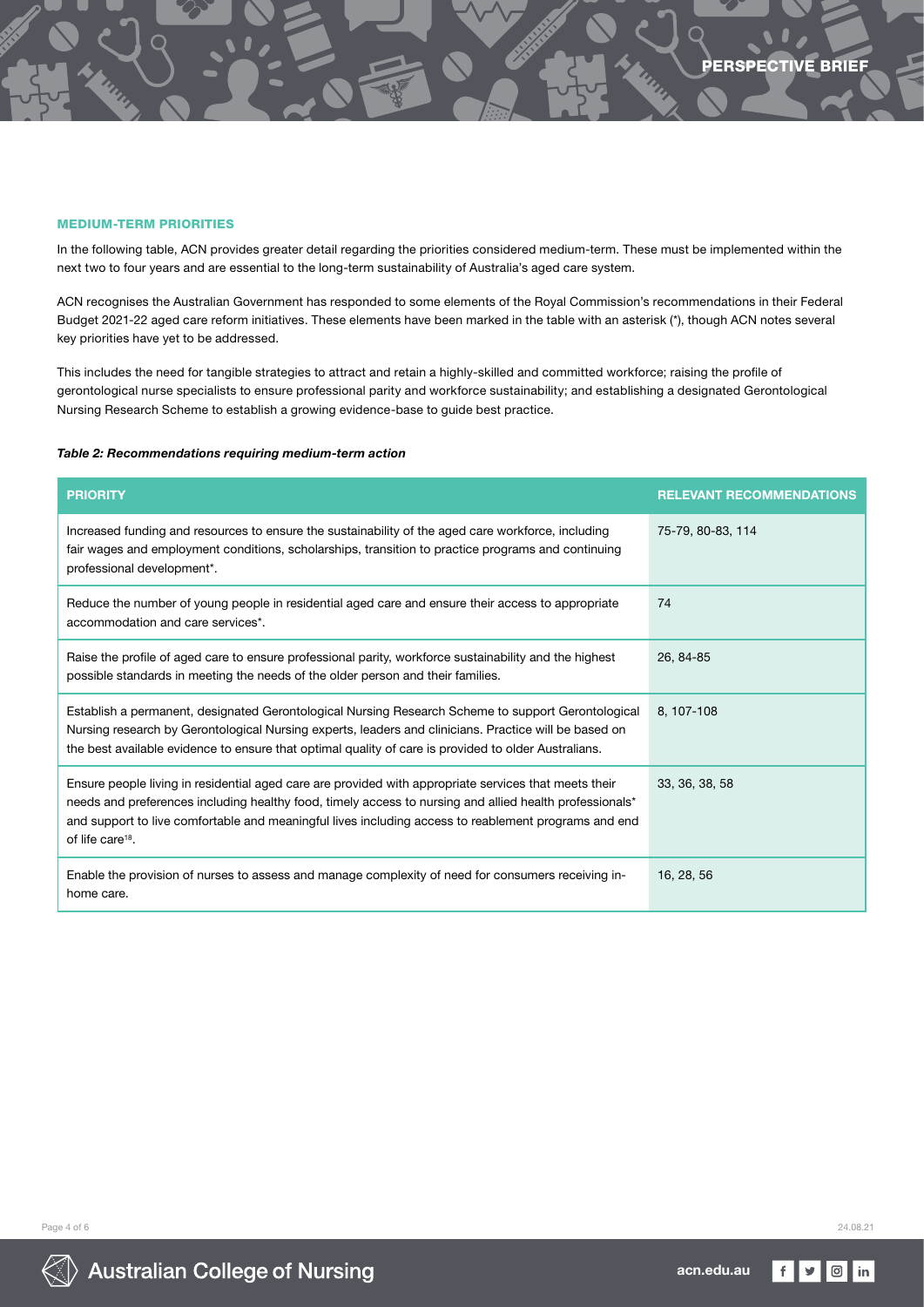## MEDIUM-TERM PRIORITIES

In the following table, ACN provides greater detail regarding the priorities considered medium-term. These must be implemented within the next two to four years and are essential to the long-term sustainability of Australia's aged care system.

ACN recognises the Australian Government has responded to some elements of the Royal Commission's recommendations in their Federal Budget 2021-22 aged care reform initiatives. These elements have been marked in the table with an asterisk (*), though ACN notes several key priorities have yet to be addressed.

This includes the need for tangible strategies to attract and retain a highly-skilled and committed workforce; raising the profile of gerontological nurse specialists to ensure professional parity and workforce sustainability; and establishing a designated Gerontological Nursing Research Scheme to establish a growing evidence-base to guide best practice.

***Table 2: Recommendations requiring medium-term action***

| PRIORITY | RELEVANT RECOMMENDATIONS |
|---|---|
| Increased funding and resources to ensure the sustainability of the aged care workforce, including fair wages and employment conditions, scholarships, transition to practice programs and continuing professional development*. | 75-79, 80-83, 114 |
| Reduce the number of young people in residential aged care and ensure their access to appropriate accommodation and care services*. | 74 |
| Raise the profile of aged care to ensure professional parity, workforce sustainability and the highest possible standards in meeting the needs of the older person and their families. | 26, 84-85 |
| Establish a permanent, designated Gerontological Nursing Research Scheme to support Gerontological Nursing research by Gerontological Nursing experts, leaders and clinicians. Practice will be based on the best available evidence to ensure that optimal quality of care is provided to older Australians. | 8, 107-108 |
| Ensure people living in residential aged care are provided with appropriate services that meets their needs and preferences including healthy food, timely access to nursing and allied health professionals* and support to live comfortable and meaningful lives including access to reablement programs and end of life care[18]. | 33, 36, 38, 58 |
| Enable the provision of nurses to assess and manage complexity of need for consumers receiving in-home care. | 16, 28, 56 |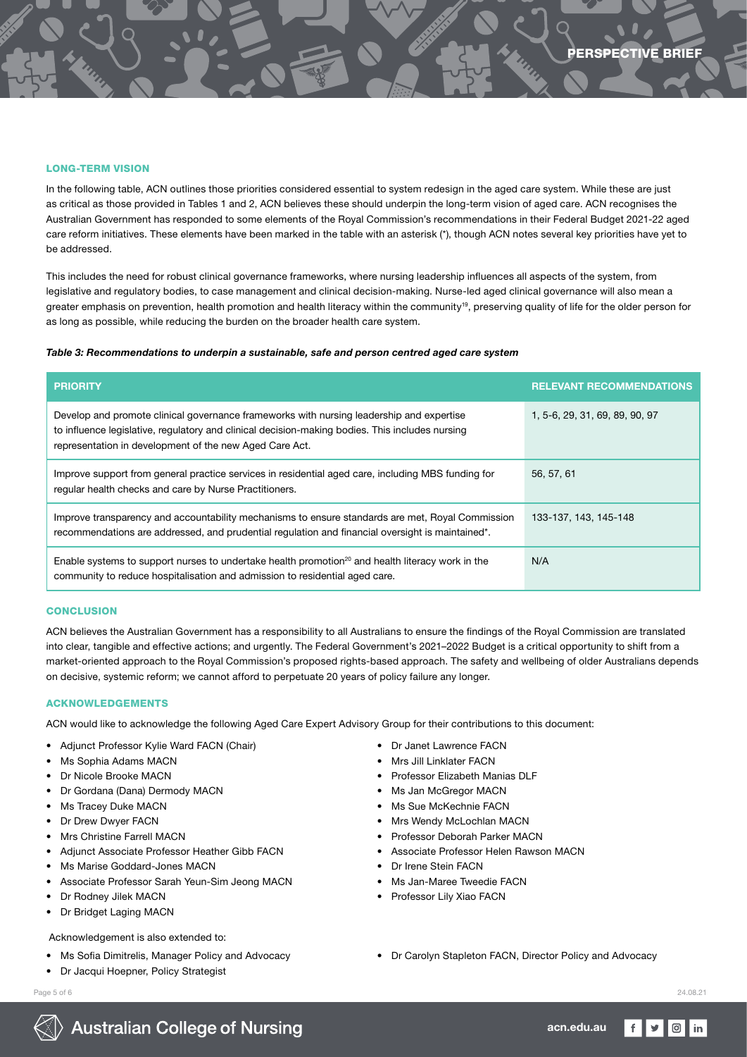## LONG-TERM VISION

In the following table, ACN outlines those priorities considered essential to system redesign in the aged care system. While these are just as critical as those provided in Tables 1 and 2, ACN believes these should underpin the long-term vision of aged care. ACN recognises the Australian Government has responded to some elements of the Royal Commission's recommendations in their Federal Budget 2021-22 aged care reform initiatives. These elements have been marked in the table with an asterisk (*), though ACN notes several key priorities have yet to be addressed.

This includes the need for robust clinical governance frameworks, where nursing leadership influences all aspects of the system, from legislative and regulatory bodies, to case management and clinical decision-making. Nurse-led aged clinical governance will also mean a greater emphasis on prevention, health promotion and health literacy within the community[19], preserving quality of life for the older person for as long as possible, while reducing the burden on the broader health care system.

***Table 3: Recommendations to underpin a sustainable, safe and person centred aged care system***

| PRIORITY | RELEVANT RECOMMENDATIONS |
|---|---|
| Develop and promote clinical governance frameworks with nursing leadership and expertise to influence legislative, regulatory and clinical decision-making bodies. This includes nursing representation in development of the new Aged Care Act. | 1, 5-6, 29, 31, 69, 89, 90, 97 |
| Improve support from general practice services in residential aged care, including MBS funding for regular health checks and care by Nurse Practitioners. | 56, 57, 61 |
| Improve transparency and accountability mechanisms to ensure standards are met, Royal Commission recommendations are addressed, and prudential regulation and financial oversight is maintained*. | 133-137, 143, 145-148 |
| Enable systems to support nurses to undertake health promotion[20] and health literacy work in the community to reduce hospitalisation and admission to residential aged care. | N/A |

## CONCLUSION

ACN believes the Australian Government has a responsibility to all Australians to ensure the findings of the Royal Commission are translated into clear, tangible and effective actions; and urgently. The Federal Government's 2021–2022 Budget is a critical opportunity to shift from a market-oriented approach to the Royal Commission's proposed rights-based approach. The safety and wellbeing of older Australians depends on decisive, systemic reform; we cannot afford to perpetuate 20 years of policy failure any longer.

## ACKNOWLEDGEMENTS

ACN would like to acknowledge the following Aged Care Expert Advisory Group for their contributions to this document:

- Adjunct Professor Kylie Ward FACN (Chair)
- Ms Sophia Adams MACN
- Dr Nicole Brooke MACN
- Dr Gordana (Dana) Dermody MACN
- Ms Tracey Duke MACN
- Dr Drew Dwyer FACN
- Mrs Christine Farrell MACN
- Adjunct Associate Professor Heather Gibb FACN
- Ms Marise Goddard-Jones MACN
- Associate Professor Sarah Yeun-Sim Jeong MACN
- Dr Rodney Jilek MACN
- Dr Bridget Laging MACN
- Dr Janet Lawrence FACN
- Mrs Jill Linklater FACN
- Professor Elizabeth Manias DLF
- Ms Jan McGregor MACN
- Ms Sue McKechnie FACN
- Mrs Wendy McLochlan MACN
- Professor Deborah Parker MACN
- Associate Professor Helen Rawson MACN
- Dr Irene Stein FACN
- Ms Jan-Maree Tweedie FACN
- Professor Lily Xiao FACN

Acknowledgement is also extended to:

- Ms Sofia Dimitrelis, Manager Policy and Advocacy
- Dr Jacqui Hoepner, Policy Strategist
- Dr Carolyn Stapleton FACN, Director Policy and Advocacy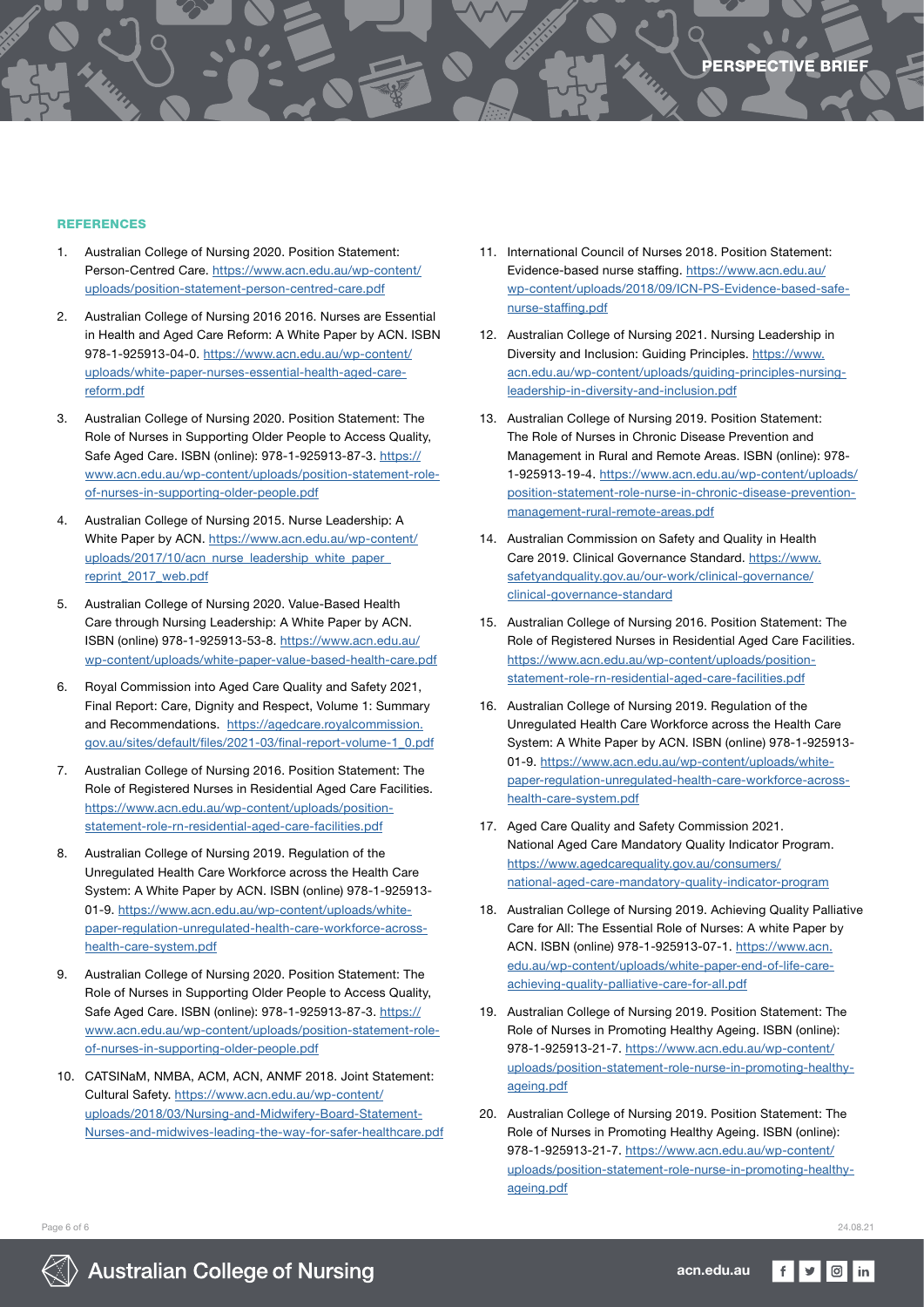## REFERENCES

1. Australian College of Nursing 2020. Position Statement: Person-Centred Care. https://www.acn.edu.au/wp-content/uploads/position-statement-person-centred-care.pdf
2. Australian College of Nursing 2016 2016. Nurses are Essential in Health and Aged Care Reform: A White Paper by ACN. ISBN 978-1-925913-04-0. https://www.acn.edu.au/wp-content/uploads/white-paper-nurses-essential-health-aged-care-reform.pdf
3. Australian College of Nursing 2020. Position Statement: The Role of Nurses in Supporting Older People to Access Quality, Safe Aged Care. ISBN (online): 978-1-925913-87-3. https://www.acn.edu.au/wp-content/uploads/position-statement-role-of-nurses-in-supporting-older-people.pdf
4. Australian College of Nursing 2015. Nurse Leadership: A White Paper by ACN. https://www.acn.edu.au/wp-content/uploads/2017/10/acn_nurse_leadership_white_paper_reprint_2017_web.pdf
5. Australian College of Nursing 2020. Value-Based Health Care through Nursing Leadership: A White Paper by ACN. ISBN (online) 978-1-925913-53-8. https://www.acn.edu.au/wp-content/uploads/white-paper-value-based-health-care.pdf
6. Royal Commission into Aged Care Quality and Safety 2021, Final Report: Care, Dignity and Respect, Volume 1: Summary and Recommendations. https://agedcare.royalcommission.gov.au/sites/default/files/2021-03/final-report-volume-1_0.pdf
7. Australian College of Nursing 2016. Position Statement: The Role of Registered Nurses in Residential Aged Care Facilities. https://www.acn.edu.au/wp-content/uploads/position-statement-role-rn-residential-aged-care-facilities.pdf
8. Australian College of Nursing 2019. Regulation of the Unregulated Health Care Workforce across the Health Care System: A White Paper by ACN. ISBN (online) 978-1-925913-01-9. https://www.acn.edu.au/wp-content/uploads/white-paper-regulation-unregulated-health-care-workforce-across-health-care-system.pdf
9. Australian College of Nursing 2020. Position Statement: The Role of Nurses in Supporting Older People to Access Quality, Safe Aged Care. ISBN (online): 978-1-925913-87-3. https://www.acn.edu.au/wp-content/uploads/position-statement-role-of-nurses-in-supporting-older-people.pdf
10. CATSINaM, NMBA, ACM, ACN, ANMF 2018. Joint Statement: Cultural Safety. https://www.acn.edu.au/wp-content/uploads/2018/03/Nursing-and-Midwifery-Board-Statement-Nurses-and-midwives-leading-the-way-for-safer-healthcare.pdf
11. International Council of Nurses 2018. Position Statement: Evidence-based nurse staffing. https://www.acn.edu.au/wp-content/uploads/2018/09/ICN-PS-Evidence-based-safe-nurse-staffing.pdf
12. Australian College of Nursing 2021. Nursing Leadership in Diversity and Inclusion: Guiding Principles. https://www.acn.edu.au/wp-content/uploads/guiding-principles-nursing-leadership-in-diversity-and-inclusion.pdf
13. Australian College of Nursing 2019. Position Statement: The Role of Nurses in Chronic Disease Prevention and Management in Rural and Remote Areas. ISBN (online): 978-1-925913-19-4. https://www.acn.edu.au/wp-content/uploads/position-statement-role-nurse-in-chronic-disease-prevention-management-rural-remote-areas.pdf
14. Australian Commission on Safety and Quality in Health Care 2019. Clinical Governance Standard. https://www.safetyandquality.gov.au/our-work/clinical-governance/clinical-governance-standard
15. Australian College of Nursing 2016. Position Statement: The Role of Registered Nurses in Residential Aged Care Facilities. https://www.acn.edu.au/wp-content/uploads/position-statement-role-rn-residential-aged-care-facilities.pdf
16. Australian College of Nursing 2019. Regulation of the Unregulated Health Care Workforce across the Health Care System: A White Paper by ACN. ISBN (online) 978-1-925913-01-9. https://www.acn.edu.au/wp-content/uploads/white-paper-regulation-unregulated-health-care-workforce-across-health-care-system.pdf
17. Aged Care Quality and Safety Commission 2021. National Aged Care Mandatory Quality Indicator Program. https://www.agedcarequality.gov.au/consumers/national-aged-care-mandatory-quality-indicator-program
18. Australian College of Nursing 2019. Achieving Quality Palliative Care for All: The Essential Role of Nurses: A white Paper by ACN. ISBN (online) 978-1-925913-07-1. https://www.acn.edu.au/wp-content/uploads/white-paper-end-of-life-care-achieving-quality-palliative-care-for-all.pdf
19. Australian College of Nursing 2019. Position Statement: The Role of Nurses in Promoting Healthy Ageing. ISBN (online): 978-1-925913-21-7. https://www.acn.edu.au/wp-content/uploads/position-statement-role-nurse-in-promoting-healthy-ageing.pdf
20. Australian College of Nursing 2019. Position Statement: The Role of Nurses in Promoting Healthy Ageing. ISBN (online): 978-1-925913-21-7. https://www.acn.edu.au/wp-content/uploads/position-statement-role-nurse-in-promoting-healthy-ageing.pdf